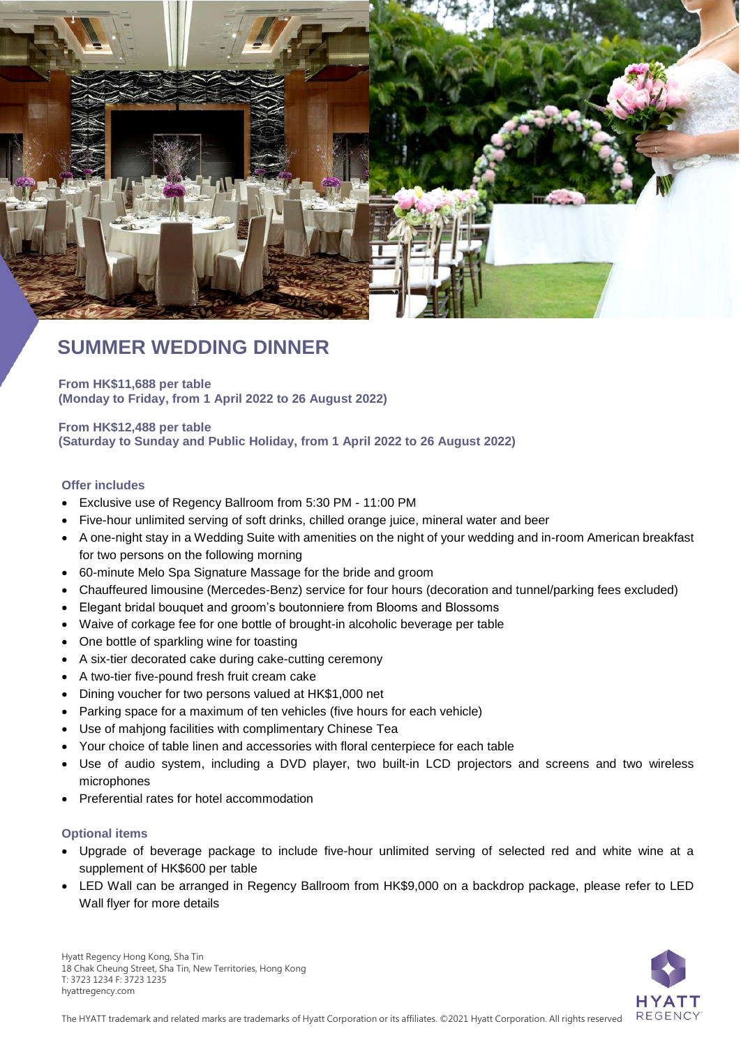# SUMMER WEDDING DINNER

**From HK$11,688 per table**
**(Monday to Friday, from 1 April 2022 to 26 August 2022)**

**From HK$12,488 per table**
**(Saturday to Sunday and Public Holiday, from 1 April 2022 to 26 August 2022)**

### Offer includes

- Exclusive use of Regency Ballroom from 5:30 PM - 11:00 PM
- Five-hour unlimited serving of soft drinks, chilled orange juice, mineral water and beer
- A one-night stay in a Wedding Suite with amenities on the night of your wedding and in-room American breakfast for two persons on the following morning
- 60-minute Melo Spa Signature Massage for the bride and groom
- Chauffeured limousine (Mercedes-Benz) service for four hours (decoration and tunnel/parking fees excluded)
- Elegant bridal bouquet and groom's boutonniere from Blooms and Blossoms
- Waive of corkage fee for one bottle of brought-in alcoholic beverage per table
- One bottle of sparkling wine for toasting
- A six-tier decorated cake during cake-cutting ceremony
- A two-tier five-pound fresh fruit cream cake
- Dining voucher for two persons valued at HK$1,000 net
- Parking space for a maximum of ten vehicles (five hours for each vehicle)
- Use of mahjong facilities with complimentary Chinese Tea
- Your choice of table linen and accessories with floral centerpiece for each table
- Use of audio system, including a DVD player, two built-in LCD projectors and screens and two wireless microphones
- Preferential rates for hotel accommodation

### Optional items

- Upgrade of beverage package to include five-hour unlimited serving of selected red and white wine at a supplement of HK$600 per table
- LED Wall can be arranged in Regency Ballroom from HK$9,000 on a backdrop package, please refer to LED Wall flyer for more details

Hyatt Regency Hong Kong, Sha Tin
18 Chak Cheung Street, Sha Tin, New Territories, Hong Kong
T: 3723 1234 F: 3723 1235
hyattregency.com

The HYATT trademark and related marks are trademarks of Hyatt Corporation or its affiliates. ©2021 Hyatt Corporation. All rights reserved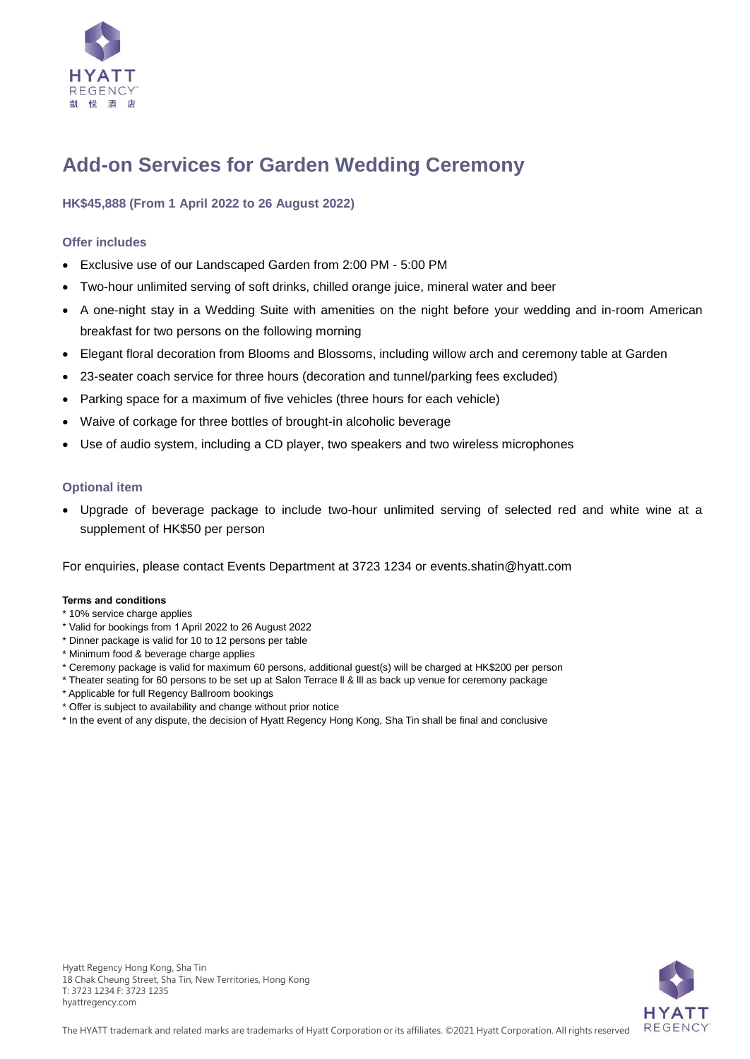# Add-on Services for Garden Wedding Ceremony

### HK$45,888 (From 1 April 2022 to 26 August 2022)

#### Offer includes

- Exclusive use of our Landscaped Garden from 2:00 PM - 5:00 PM
- Two-hour unlimited serving of soft drinks, chilled orange juice, mineral water and beer
- A one-night stay in a Wedding Suite with amenities on the night before your wedding and in-room American breakfast for two persons on the following morning
- Elegant floral decoration from Blooms and Blossoms, including willow arch and ceremony table at Garden
- 23-seater coach service for three hours (decoration and tunnel/parking fees excluded)
- Parking space for a maximum of five vehicles (three hours for each vehicle)
- Waive of corkage for three bottles of brought-in alcoholic beverage
- Use of audio system, including a CD player, two speakers and two wireless microphones

#### Optional item

- Upgrade of beverage package to include two-hour unlimited serving of selected red and white wine at a supplement of HK$50 per person

For enquiries, please contact Events Department at 3723 1234 or events.shatin@hyatt.com

**Terms and conditions**

* 10% service charge applies
* Valid for bookings from 1 April 2022 to 26 August 2022
* Dinner package is valid for 10 to 12 persons per table
* Minimum food & beverage charge applies
* Ceremony package is valid for maximum 60 persons, additional guest(s) will be charged at HK$200 per person
* Theater seating for 60 persons to be set up at Salon Terrace ll & lll as back up venue for ceremony package
* Applicable for full Regency Ballroom bookings
* Offer is subject to availability and change without prior notice
* In the event of any dispute, the decision of Hyatt Regency Hong Kong, Sha Tin shall be final and conclusive

Hyatt Regency Hong Kong, Sha Tin
18 Chak Cheung Street, Sha Tin, New Territories, Hong Kong
T: 3723 1234 F: 3723 1235
hyattregency.com

The HYATT trademark and related marks are trademarks of Hyatt Corporation or its affiliates. ©2021 Hyatt Corporation. All rights reserved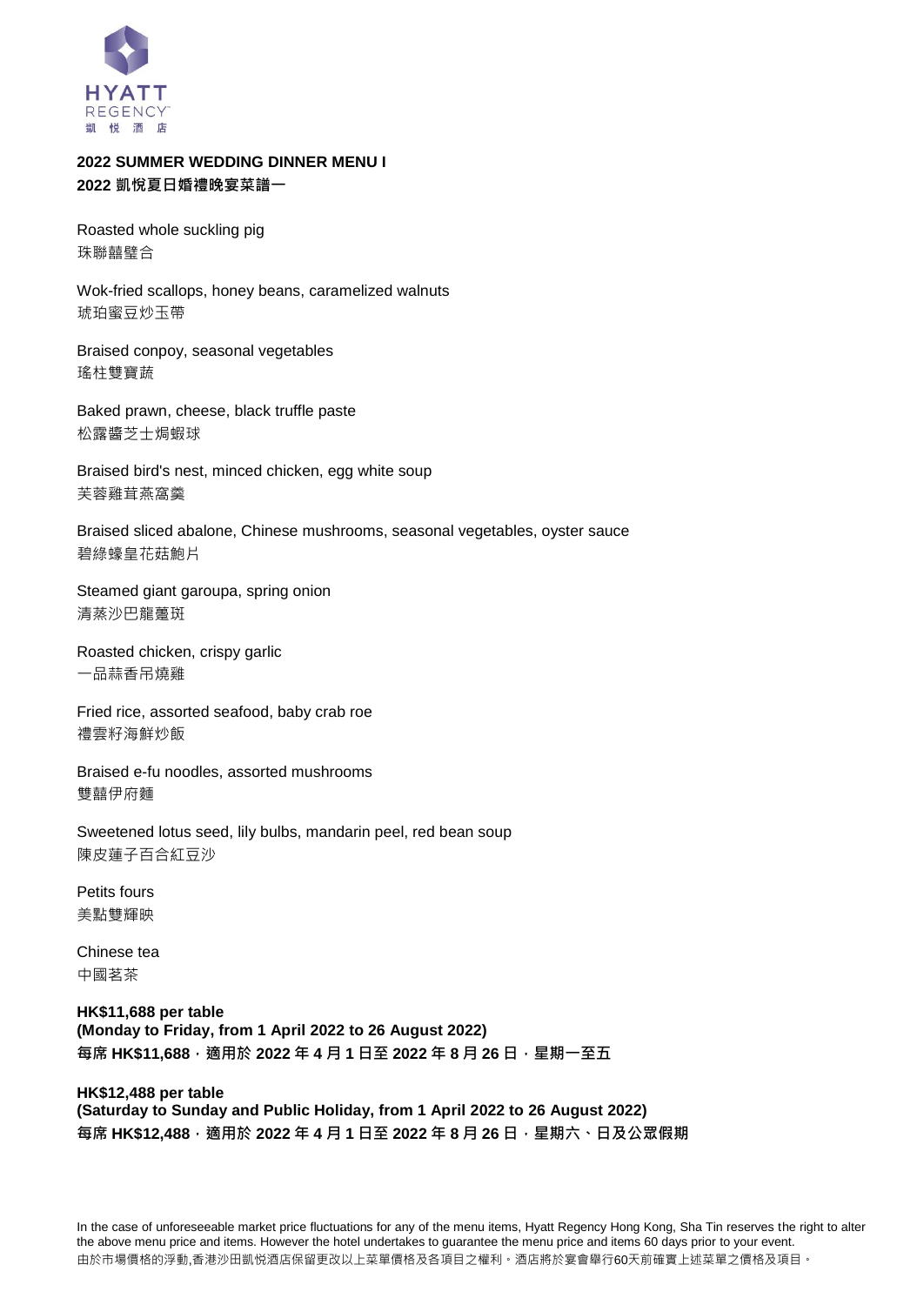HYATT
REGENCY
凱 悅 酒 店

**2022 SUMMER WEDDING DINNER MENU I**
**2022 凱悅夏日婚禮晚宴菜譜一**

Roasted whole suckling pig
珠聯囍璧合

Wok-fried scallops, honey beans, caramelized walnuts
琥珀蜜豆炒玉帶

Braised conpoy, seasonal vegetables
瑤柱雙寶蔬

Baked prawn, cheese, black truffle paste
松露醬芝士焗蝦球

Braised bird's nest, minced chicken, egg white soup
芙蓉雞茸燕窩羹

Braised sliced abalone, Chinese mushrooms, seasonal vegetables, oyster sauce
碧綠蠔皇花菇鮑片

Steamed giant garoupa, spring onion
清蒸沙巴龍躉斑

Roasted chicken, crispy garlic
一品蒜香吊燒雞

Fried rice, assorted seafood, baby crab roe
禮雲籽海鮮炒飯

Braised e-fu noodles, assorted mushrooms
雙囍伊府麵

Sweetened lotus seed, lily bulbs, mandarin peel, red bean soup
陳皮蓮子百合紅豆沙

Petits fours
美點雙輝映

Chinese tea
中國茗茶

**HK$11,688 per table**
**(Monday to Friday, from 1 April 2022 to 26 August 2022)**
**每席 HK$11,688，適用於 2022 年 4 月 1 日至 2022 年 8 月 26 日，星期一至五**

**HK$12,488 per table**
**(Saturday to Sunday and Public Holiday, from 1 April 2022 to 26 August 2022)**
**每席 HK$12,488，適用於 2022 年 4 月 1 日至 2022 年 8 月 26 日，星期六、日及公眾假期**

In the case of unforeseeable market price fluctuations for any of the menu items, Hyatt Regency Hong Kong, Sha Tin reserves the right to alter the above menu price and items. However the hotel undertakes to guarantee the menu price and items 60 days prior to your event.
由於市場價格的浮動,香港沙田凱悅酒店保留更改以上菜單價格及各項目之權利。酒店將於宴會舉行60天前確實上述菜單之價格及項目。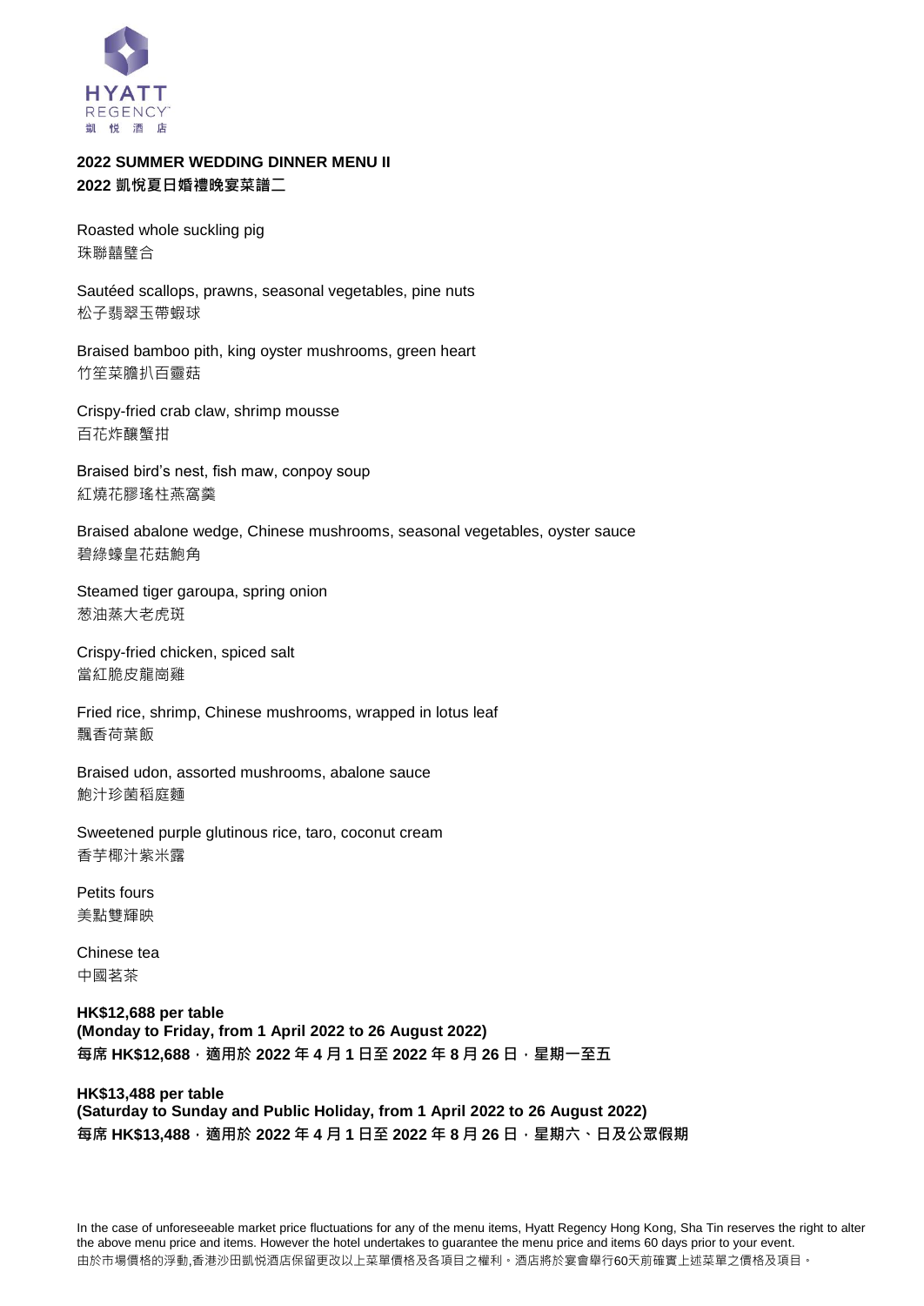HYATT
REGENCY
凱 悦 酒 店

**2022 SUMMER WEDDING DINNER MENU II**
**2022 凱悅夏日婚禮晚宴菜譜二**

Roasted whole suckling pig
珠聯囍璧合

Sautéed scallops, prawns, seasonal vegetables, pine nuts
松子翡翠玉帶蝦球

Braised bamboo pith, king oyster mushrooms, green heart
竹笙菜膽扒百靈菇

Crispy-fried crab claw, shrimp mousse
百花炸釀蟹拑

Braised bird's nest, fish maw, conpoy soup
紅燒花膠瑤柱燕窩羹

Braised abalone wedge, Chinese mushrooms, seasonal vegetables, oyster sauce
碧綠蠔皇花菇鮑角

Steamed tiger garoupa, spring onion
葱油蒸大老虎斑

Crispy-fried chicken, spiced salt
當紅脆皮龍崗雞

Fried rice, shrimp, Chinese mushrooms, wrapped in lotus leaf
飄香荷葉飯

Braised udon, assorted mushrooms, abalone sauce
鮑汁珍菌稻庭麵

Sweetened purple glutinous rice, taro, coconut cream
香芋椰汁紫米露

Petits fours
美點雙輝映

Chinese tea
中國茗茶

**HK$12,688 per table**
**(Monday to Friday, from 1 April 2022 to 26 August 2022)**
**每席 HK$12,688，適用於 2022 年 4 月 1 日至 2022 年 8 月 26 日，星期一至五**

**HK$13,488 per table**
**(Saturday to Sunday and Public Holiday, from 1 April 2022 to 26 August 2022)**
**每席 HK$13,488，適用於 2022 年 4 月 1 日至 2022 年 8 月 26 日，星期六、日及公眾假期**

In the case of unforeseeable market price fluctuations for any of the menu items, Hyatt Regency Hong Kong, Sha Tin reserves the right to alter the above menu price and items. However the hotel undertakes to guarantee the menu price and items 60 days prior to your event.
由於市場價格的浮動,香港沙田凱悅酒店保留更改以上菜單價格及各項目之權利。酒店將於宴會舉行60天前確實上述菜單之價格及項目。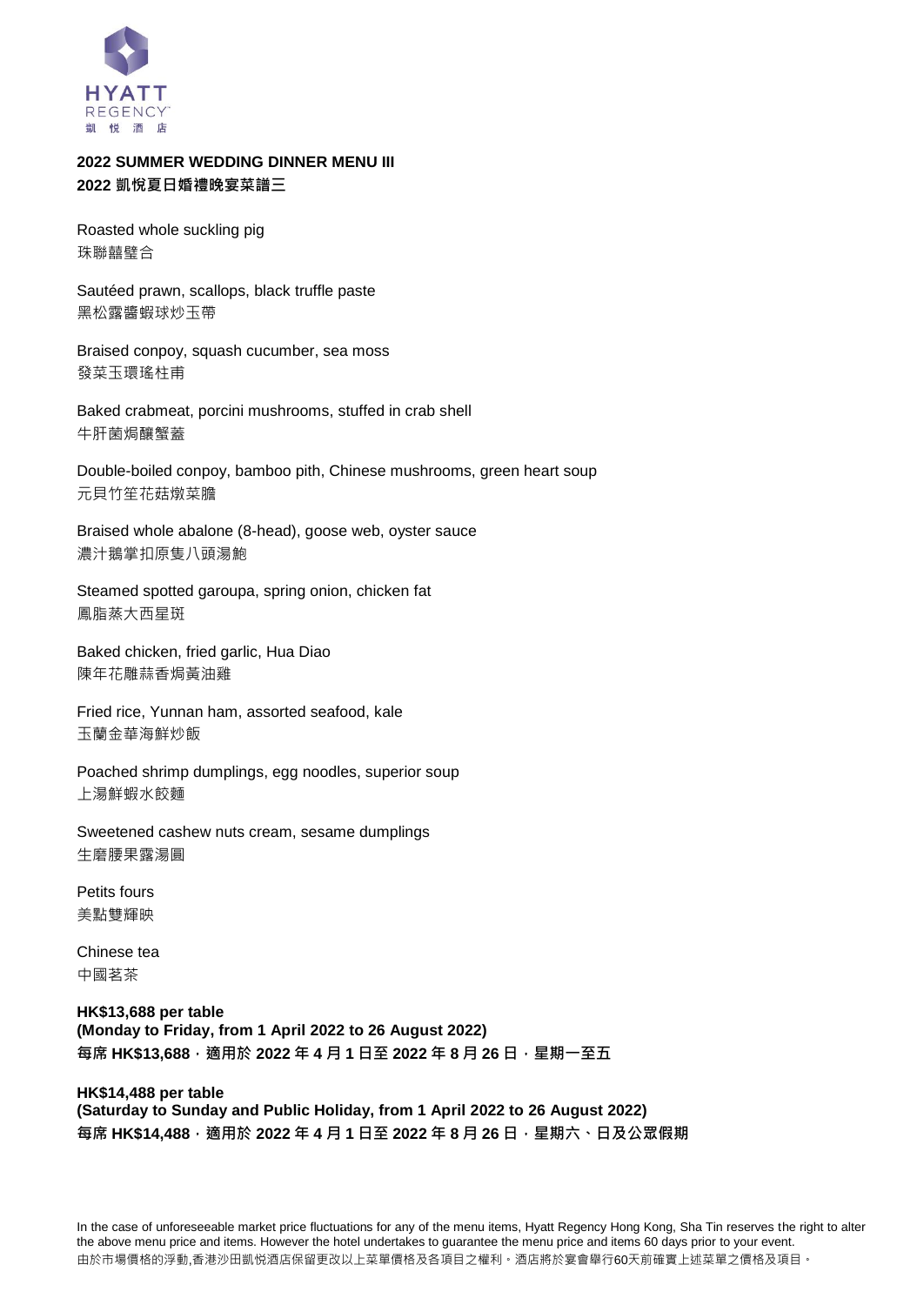HYATT
REGENCY
凱 悅 酒 店

**2022 SUMMER WEDDING DINNER MENU III**
**2022 凱悅夏日婚禮晚宴菜譜三**

Roasted whole suckling pig
珠聯囍璧合

Sautéed prawn, scallops, black truffle paste
黑松露醬蝦球炒玉帶

Braised conpoy, squash cucumber, sea moss
發菜玉環瑤柱甫

Baked crabmeat, porcini mushrooms, stuffed in crab shell
牛肝菌焗釀蟹蓋

Double-boiled conpoy, bamboo pith, Chinese mushrooms, green heart soup
元貝竹笙花菇燉菜膽

Braised whole abalone (8-head), goose web, oyster sauce
濃汁鵝掌扣原隻八頭湯鮑

Steamed spotted garoupa, spring onion, chicken fat
鳳脂蒸大西星斑

Baked chicken, fried garlic, Hua Diao
陳年花雕蒜香焗黃油雞

Fried rice, Yunnan ham, assorted seafood, kale
玉蘭金華海鮮炒飯

Poached shrimp dumplings, egg noodles, superior soup
上湯鮮蝦水餃麵

Sweetened cashew nuts cream, sesame dumplings
生磨腰果露湯圓

Petits fours
美點雙輝映

Chinese tea
中國茗茶

**HK$13,688 per table**
**(Monday to Friday, from 1 April 2022 to 26 August 2022)**
**每席 HK$13,688，適用於 2022 年 4 月 1 日至 2022 年 8 月 26 日，星期一至五**

**HK$14,488 per table**
**(Saturday to Sunday and Public Holiday, from 1 April 2022 to 26 August 2022)**
**每席 HK$14,488，適用於 2022 年 4 月 1 日至 2022 年 8 月 26 日，星期六、日及公眾假期**

In the case of unforeseeable market price fluctuations for any of the menu items, Hyatt Regency Hong Kong, Sha Tin reserves the right to alter the above menu price and items. However the hotel undertakes to guarantee the menu price and items 60 days prior to your event.
由於市場價格的浮動,香港沙田凱悅酒店保留更改以上菜單價格及各項目之權利。酒店將於宴會舉行60天前確實上述菜單之價格及項目。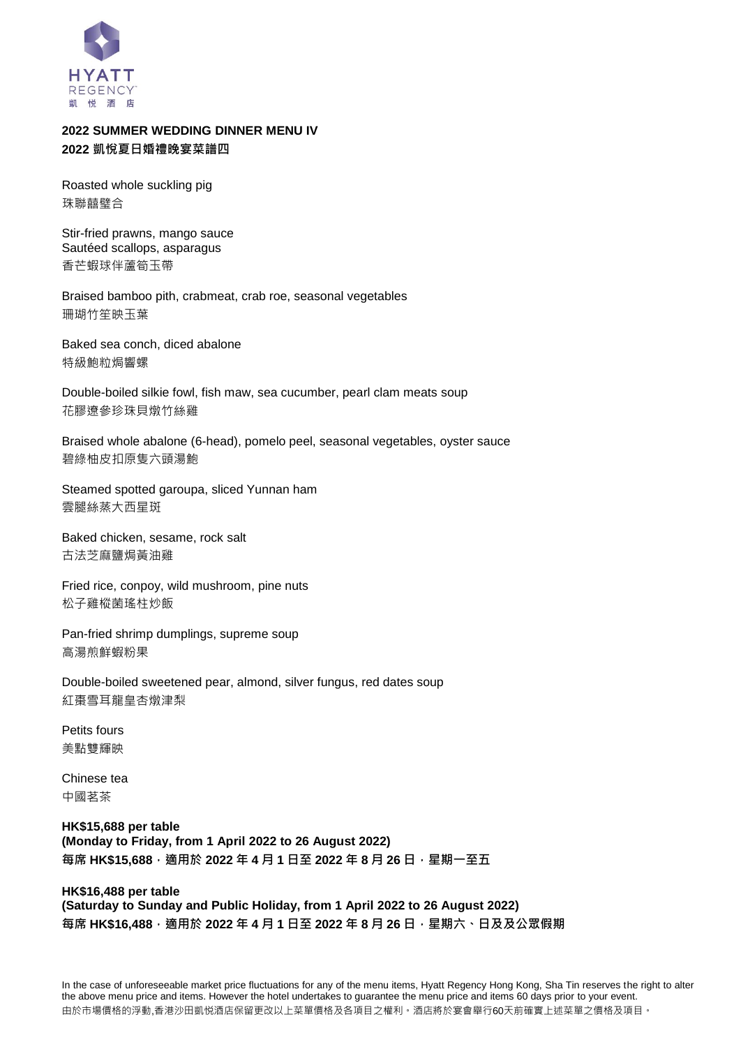HYATT
REGENCY
凱 悅 酒 店

## 2022 SUMMER WEDDING DINNER MENU IV
## 2022 凱悅夏日婚禮晚宴菜譜四

Roasted whole suckling pig
珠聯囍璧合

Stir-fried prawns, mango sauce
Sautéed scallops, asparagus
香芒蝦球伴蘆筍玉帶

Braised bamboo pith, crabmeat, crab roe, seasonal vegetables
珊瑚竹笙映玉葉

Baked sea conch, diced abalone
特級鮑粒焗響螺

Double-boiled silkie fowl, fish maw, sea cucumber, pearl clam meats soup
花膠遼參珍珠貝燉竹絲雞

Braised whole abalone (6-head), pomelo peel, seasonal vegetables, oyster sauce
碧綠柚皮扣原隻六頭湯鮑

Steamed spotted garoupa, sliced Yunnan ham
雲腿絲蒸大西星斑

Baked chicken, sesame, rock salt
古法芝麻鹽焗黃油雞

Fried rice, conpoy, wild mushroom, pine nuts
松子雞樅菌瑤柱炒飯

Pan-fried shrimp dumplings, supreme soup
高湯煎鮮蝦粉果

Double-boiled sweetened pear, almond, silver fungus, red dates soup
紅棗雪耳龍皇杏燉津梨

Petits fours
美點雙輝映

Chinese tea
中國茗茶

**HK$15,688 per table**
**(Monday to Friday, from 1 April 2022 to 26 August 2022)**
**每席 HK$15,688，適用於 2022 年 4 月 1 日至 2022 年 8 月 26 日，星期一至五**

**HK$16,488 per table**
**(Saturday to Sunday and Public Holiday, from 1 April 2022 to 26 August 2022)**
**每席 HK$16,488，適用於 2022 年 4 月 1 日至 2022 年 8 月 26 日，星期六、日及及公眾假期**

In the case of unforeseeable market price fluctuations for any of the menu items, Hyatt Regency Hong Kong, Sha Tin reserves the right to alter the above menu price and items. However the hotel undertakes to guarantee the menu price and items 60 days prior to your event.
由於市場價格的浮動,香港沙田凱悅酒店保留更改以上菜單價格及各項目之權利。酒店將於宴會舉行60天前確實上述菜單之價格及項目。